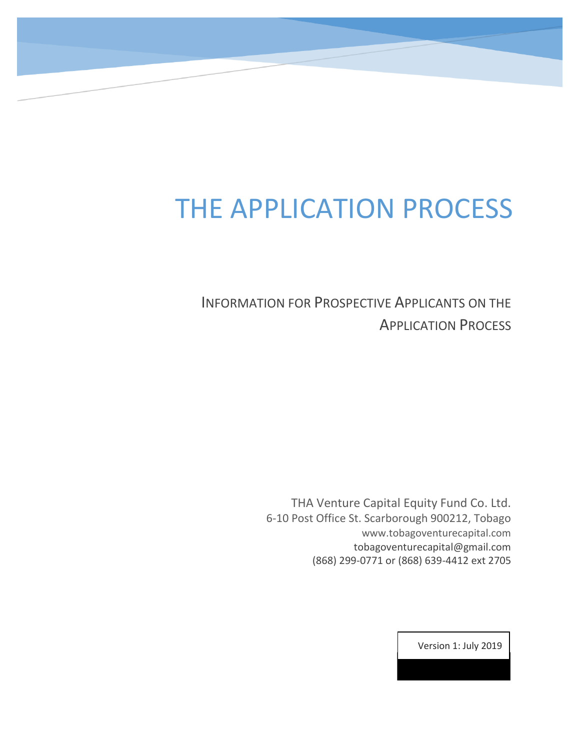# THE APPLICATION PROCESS

## INFORMATION FOR PROSPECTIVE APPLICANTS ON THE APPLICATION PROCESS

THA Venture Capital Equity Fund Co. Ltd.
6-10 Post Office St. Scarborough 900212, Tobago
www.tobagoventurecapital.com
tobagoventurecapital@gmail.com
(868) 299-0771 or (868) 639-4412 ext 2705

Version 1: July 2019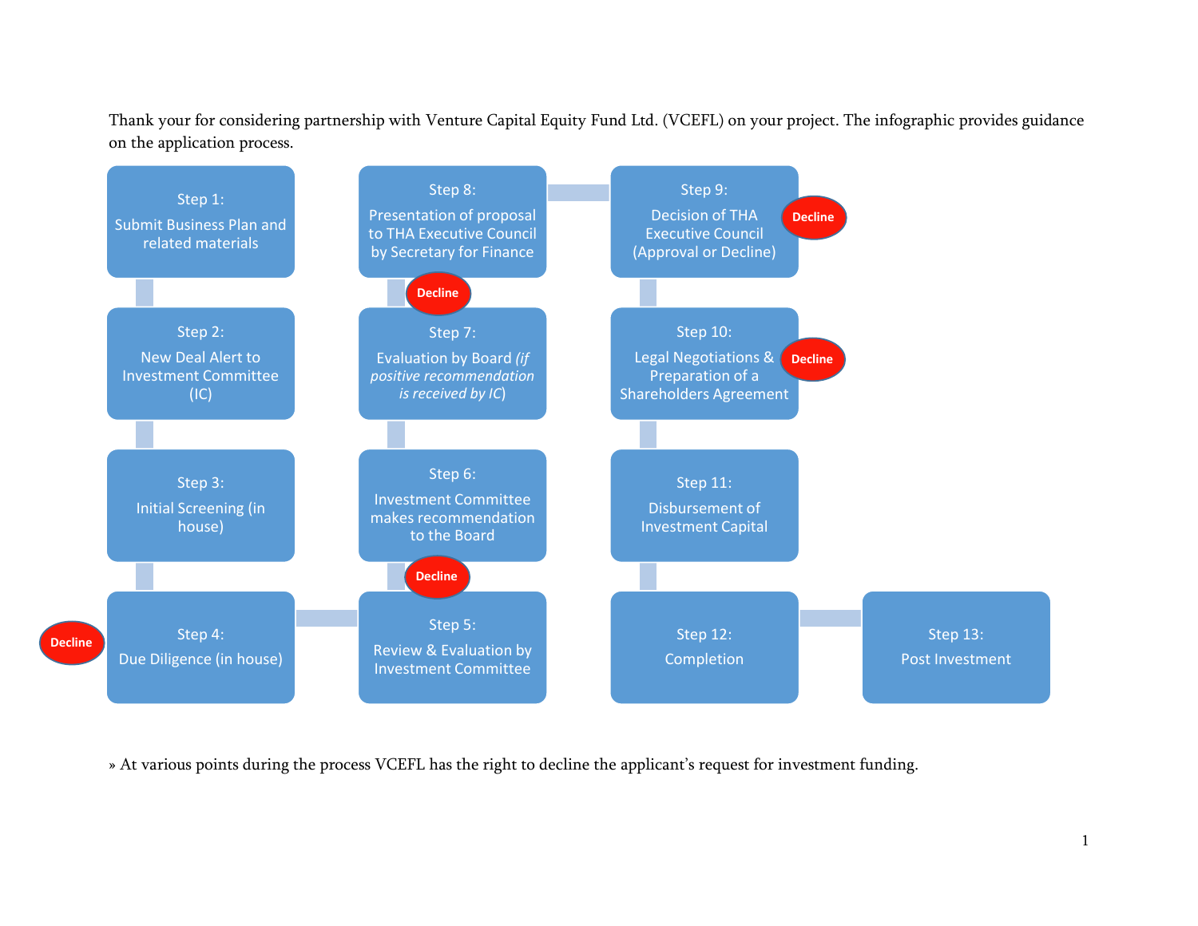Thank your for considering partnership with Venture Capital Equity Fund Ltd. (VCEFL) on your project. The infographic provides guidance on the application process.

- **Step 1:** Submit Business Plan and related materials
- **Step 2:** New Deal Alert to Investment Committee (IC)
- **Step 3:** Initial Screening (in house)
- **Step 4:** Due Diligence (in house) — *Decline*
- **Step 5:** Review & Evaluation by Investment Committee — *Decline*
- **Step 6:** Investment Committee makes recommendation to the Board
- **Step 7:** Evaluation by Board *(if positive recommendation is received by IC)* — *Decline*
- **Step 8:** Presentation of proposal to THA Executive Council by Secretary for Finance
- **Step 9:** Decision of THA Executive Council (Approval or Decline) — *Decline*
- **Step 10:** Legal Negotiations & Preparation of a Shareholders Agreement — *Decline*
- **Step 11:** Disbursement of Investment Capital
- **Step 12:** Completion
- **Step 13:** Post Investment

» At various points during the process VCEFL has the right to decline the applicant's request for investment funding.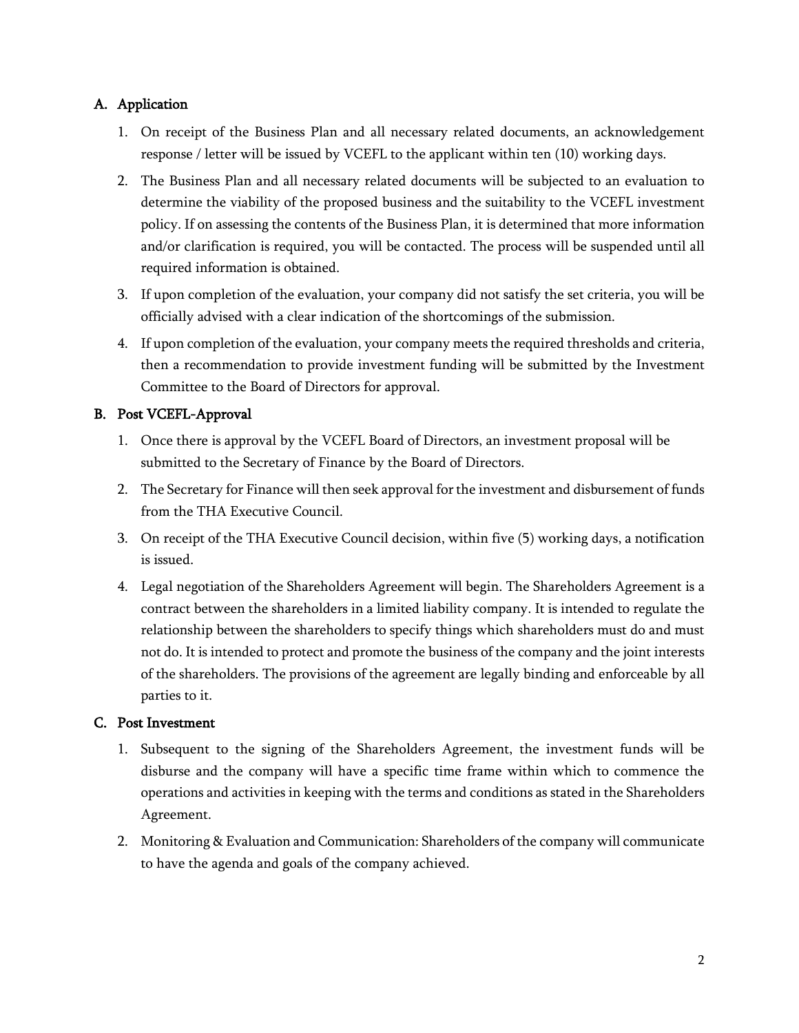## A. Application

1. On receipt of the Business Plan and all necessary related documents, an acknowledgement response / letter will be issued by VCEFL to the applicant within ten (10) working days.
2. The Business Plan and all necessary related documents will be subjected to an evaluation to determine the viability of the proposed business and the suitability to the VCEFL investment policy. If on assessing the contents of the Business Plan, it is determined that more information and/or clarification is required, you will be contacted. The process will be suspended until all required information is obtained.
3. If upon completion of the evaluation, your company did not satisfy the set criteria, you will be officially advised with a clear indication of the shortcomings of the submission.
4. If upon completion of the evaluation, your company meets the required thresholds and criteria, then a recommendation to provide investment funding will be submitted by the Investment Committee to the Board of Directors for approval.

## B. Post VCEFL-Approval

1. Once there is approval by the VCEFL Board of Directors, an investment proposal will be submitted to the Secretary of Finance by the Board of Directors.
2. The Secretary for Finance will then seek approval for the investment and disbursement of funds from the THA Executive Council.
3. On receipt of the THA Executive Council decision, within five (5) working days, a notification is issued.
4. Legal negotiation of the Shareholders Agreement will begin. The Shareholders Agreement is a contract between the shareholders in a limited liability company. It is intended to regulate the relationship between the shareholders to specify things which shareholders must do and must not do. It is intended to protect and promote the business of the company and the joint interests of the shareholders. The provisions of the agreement are legally binding and enforceable by all parties to it.

## C. Post Investment

1. Subsequent to the signing of the Shareholders Agreement, the investment funds will be disburse and the company will have a specific time frame within which to commence the operations and activities in keeping with the terms and conditions as stated in the Shareholders Agreement.
2. Monitoring & Evaluation and Communication: Shareholders of the company will communicate to have the agenda and goals of the company achieved.